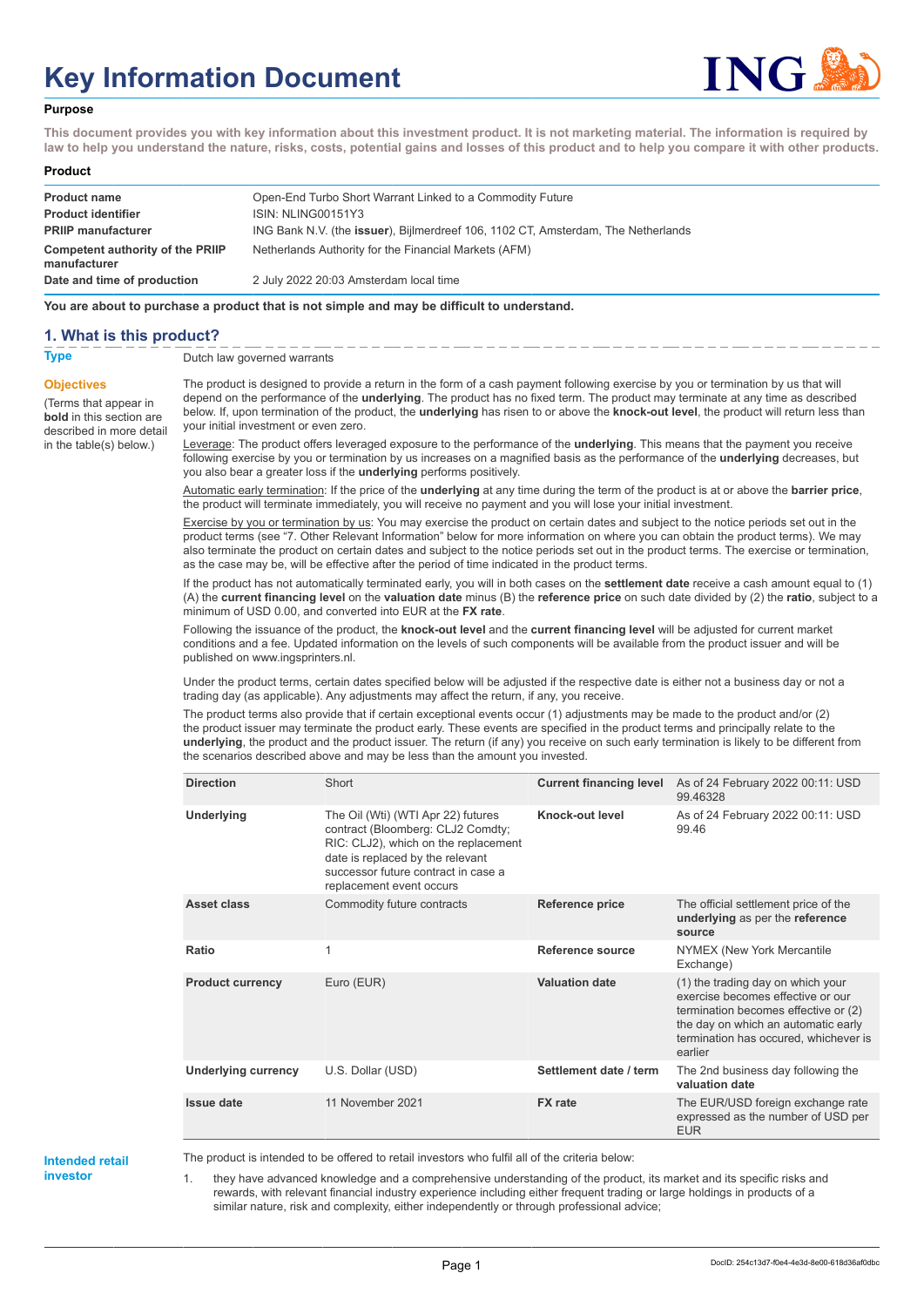# Key Information Document

**Purpose**

**This document provides you with key information about this investment product. It is not marketing material. The information is required by law to help you understand the nature, risks, costs, potential gains and losses of this product and to help you compare it with other products.**

**Product**

| | |
|---|---|
| **Product name** | Open-End Turbo Short Warrant Linked to a Commodity Future |
| **Product identifier** | ISIN: NLING00151Y3 |
| **PRIIP manufacturer** | ING Bank N.V. (the **issuer**), Bijlmerdreef 106, 1102 CT, Amsterdam, The Netherlands |
| **Competent authority of the PRIIP manufacturer** | Netherlands Authority for the Financial Markets (AFM) |
| **Date and time of production** | 2 July 2022 20:03 Amsterdam local time |

**You are about to purchase a product that is not simple and may be difficult to understand.**

## 1. What is this product?

**Type**

Dutch law governed warrants

**Objectives**

(Terms that appear in **bold** in this section are described in more detail in the table(s) below.)

The product is designed to provide a return in the form of a cash payment following exercise by you or termination by us that will depend on the performance of the **underlying**. The product has no fixed term. The product may terminate at any time as described below. If, upon termination of the product, the **underlying** has risen to or above the **knock-out level**, the product will return less than your initial investment or even zero.

Leverage: The product offers leveraged exposure to the performance of the **underlying**. This means that the payment you receive following exercise by you or termination by us increases on a magnified basis as the performance of the **underlying** decreases, but you also bear a greater loss if the **underlying** performs positively.

Automatic early termination: If the price of the **underlying** at any time during the term of the product is at or above the **barrier price**, the product will terminate immediately, you will receive no payment and you will lose your initial investment.

Exercise by you or termination by us: You may exercise the product on certain dates and subject to the notice periods set out in the product terms (see "7. Other Relevant Information" below for more information on where you can obtain the product terms). We may also terminate the product on certain dates and subject to the notice periods set out in the product terms. The exercise or termination, as the case may be, will be effective after the period of time indicated in the product terms.

If the product has not automatically terminated early, you will in both cases on the **settlement date** receive a cash amount equal to (1) (A) the **current financing level** on the **valuation date** minus (B) the **reference price** on such date divided by (2) the **ratio**, subject to a minimum of USD 0.00, and converted into EUR at the **FX rate**.

Following the issuance of the product, the **knock-out level** and the **current financing level** will be adjusted for current market conditions and a fee. Updated information on the levels of such components will be available from the product issuer and will be published on www.ingsprinters.nl.

Under the product terms, certain dates specified below will be adjusted if the respective date is either not a business day or not a trading day (as applicable). Any adjustments may affect the return, if any, you receive.

The product terms also provide that if certain exceptional events occur (1) adjustments may be made to the product and/or (2) the product issuer may terminate the product early. These events are specified in the product terms and principally relate to the **underlying**, the product and the product issuer. The return (if any) you receive on such early termination is likely to be different from the scenarios described above and may be less than the amount you invested.

| | | | |
|---|---|---|---|
| **Direction** | Short | **Current financing level** | As of 24 February 2022 00:11: USD 99.46328 |
| **Underlying** | The Oil (Wti) (WTI Apr 22) futures contract (Bloomberg: CLJ2 Comdty; RIC: CLJ2), which on the replacement date is replaced by the relevant successor future contract in case a replacement event occurs | **Knock-out level** | As of 24 February 2022 00:11: USD 99.46 |
| **Asset class** | Commodity future contracts | **Reference price** | The official settlement price of the **underlying** as per the **reference source** |
| **Ratio** | 1 | **Reference source** | NYMEX (New York Mercantile Exchange) |
| **Product currency** | Euro (EUR) | **Valuation date** | (1) the trading day on which your exercise becomes effective or our termination becomes effective or (2) the day on which an automatic early termination has occured, whichever is earlier |
| **Underlying currency** | U.S. Dollar (USD) | **Settlement date / term** | The 2nd business day following the **valuation date** |
| **Issue date** | 11 November 2021 | **FX rate** | The EUR/USD foreign exchange rate expressed as the number of USD per EUR |

**Intended retail investor**

The product is intended to be offered to retail investors who fulfil all of the criteria below:

1. they have advanced knowledge and a comprehensive understanding of the product, its market and its specific risks and rewards, with relevant financial industry experience including either frequent trading or large holdings in products of a similar nature, risk and complexity, either independently or through professional advice;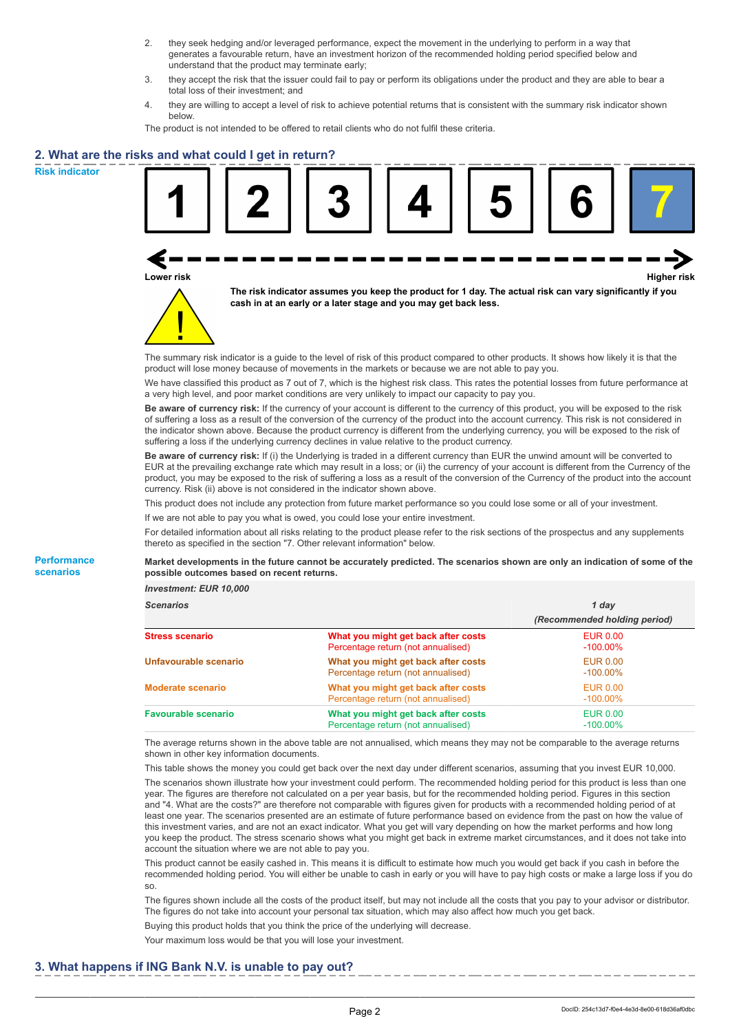2. they seek hedging and/or leveraged performance, expect the movement in the underlying to perform in a way that generates a favourable return, have an investment horizon of the recommended holding period specified below and understand that the product may terminate early;
3. they accept the risk that the issuer could fail to pay or perform its obligations under the product and they are able to bear a total loss of their investment; and
4. they are willing to accept a level of risk to achieve potential returns that is consistent with the summary risk indicator shown below.

The product is not intended to be offered to retail clients who do not fulfil these criteria.

## 2. What are the risks and what could I get in return?

**Risk indicator**

| 1 | 2 | 3 | 4 | 5 | 6 | **7** |
|---|---|---|---|---|---|---|

Lower risk — Higher risk

**The risk indicator assumes you keep the product for 1 day. The actual risk can vary significantly if you cash in at an early or a later stage and you may get back less.**

The summary risk indicator is a guide to the level of risk of this product compared to other products. It shows how likely it is that the product will lose money because of movements in the markets or because we are not able to pay you.

We have classified this product as 7 out of 7, which is the highest risk class. This rates the potential losses from future performance at a very high level, and poor market conditions are very unlikely to impact our capacity to pay you.

**Be aware of currency risk:** If the currency of your account is different to the currency of this product, you will be exposed to the risk of suffering a loss as a result of the conversion of the currency of the product into the account currency. This risk is not considered in the indicator shown above. Because the product currency is different from the underlying currency, you will be exposed to the risk of suffering a loss if the underlying currency declines in value relative to the product currency.

**Be aware of currency risk:** If (i) the Underlying is traded in a different currency than EUR the unwind amount will be converted to EUR at the prevailing exchange rate which may result in a loss; or (ii) the currency of your account is different from the Currency of the product, you may be exposed to the risk of suffering a loss as a result of the conversion of the Currency of the product into the account currency. Risk (ii) above is not considered in the indicator shown above.

This product does not include any protection from future market performance so you could lose some or all of your investment.

If we are not able to pay you what is owed, you could lose your entire investment.

For detailed information about all risks relating to the product please refer to the risk sections of the prospectus and any supplements thereto as specified in the section "7. Other relevant information" below.

**Performance scenarios**

**Market developments in the future cannot be accurately predicted. The scenarios shown are only an indication of some of the possible outcomes based on recent returns.**

| *Investment: EUR 10,000* | | |
|---|---|---|
| ***Scenarios*** | | ***1 day*** ***(Recommended holding period)*** |
| **Stress scenario** | **What you might get back after costs** Percentage return (not annualised) | EUR 0.00 -100.00% |
| **Unfavourable scenario** | **What you might get back after costs** Percentage return (not annualised) | EUR 0.00 -100.00% |
| **Moderate scenario** | **What you might get back after costs** Percentage return (not annualised) | EUR 0.00 -100.00% |
| **Favourable scenario** | **What you might get back after costs** Percentage return (not annualised) | EUR 0.00 -100.00% |

The average returns shown in the above table are not annualised, which means they may not be comparable to the average returns shown in other key information documents.

This table shows the money you could get back over the next day under different scenarios, assuming that you invest EUR 10,000.

The scenarios shown illustrate how your investment could perform. The recommended holding period for this product is less than one year. The figures are therefore not calculated on a per year basis, but for the recommended holding period. Figures in this section and "4. What are the costs?" are therefore not comparable with figures given for products with a recommended holding period of at least one year. The scenarios presented are an estimate of future performance based on evidence from the past on how the value of this investment varies, and are not an exact indicator. What you get will vary depending on how the market performs and how long you keep the product. The stress scenario shows what you might get back in extreme market circumstances, and it does not take into account the situation where we are not able to pay you.

This product cannot be easily cashed in. This means it is difficult to estimate how much you would get back if you cash in before the recommended holding period. You will either be unable to cash in early or you will have to pay high costs or make a large loss if you do so.

The figures shown include all the costs of the product itself, but may not include all the costs that you pay to your advisor or distributor. The figures do not take into account your personal tax situation, which may also affect how much you get back.

Buying this product holds that you think the price of the underlying will decrease.

Your maximum loss would be that you will lose your investment.

## 3. What happens if ING Bank N.V. is unable to pay out?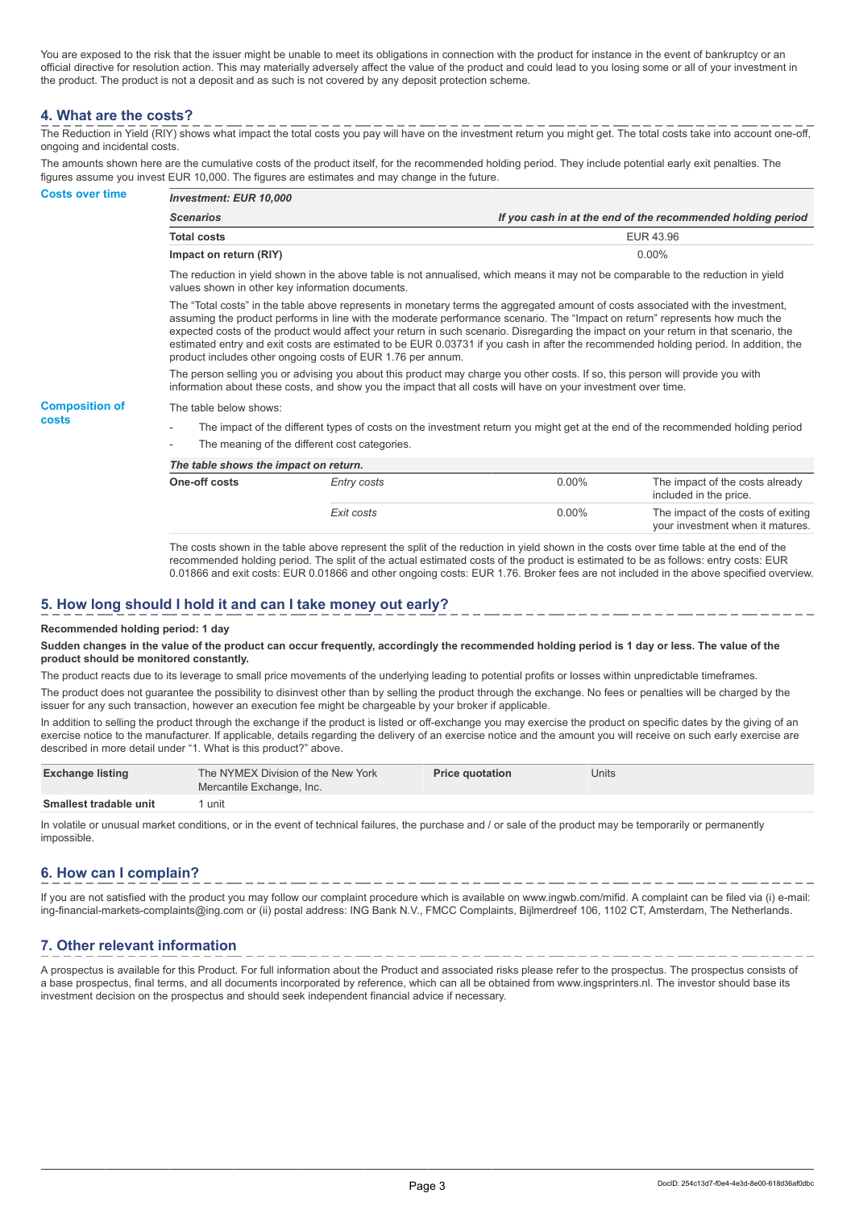You are exposed to the risk that the issuer might be unable to meet its obligations in connection with the product for instance in the event of bankruptcy or an official directive for resolution action. This may materially adversely affect the value of the product and could lead to you losing some or all of your investment in the product. The product is not a deposit and as such is not covered by any deposit protection scheme.

## 4. What are the costs?

The Reduction in Yield (RIY) shows what impact the total costs you pay will have on the investment return you might get. The total costs take into account one-off, ongoing and incidental costs.

The amounts shown here are the cumulative costs of the product itself, for the recommended holding period. They include potential early exit penalties. The figures assume you invest EUR 10,000. The figures are estimates and may change in the future.

**Costs over time**

| *Investment: EUR 10,000* | |
|---|---|
| ***Scenarios*** | ***If you cash in at the end of the recommended holding period*** |
| **Total costs** | EUR 43.96 |
| **Impact on return (RIY)** | 0.00% |

The reduction in yield shown in the above table is not annualised, which means it may not be comparable to the reduction in yield values shown in other key information documents.

The "Total costs" in the table above represents in monetary terms the aggregated amount of costs associated with the investment, assuming the product performs in line with the moderate performance scenario. The "Impact on return" represents how much the expected costs of the product would affect your return in such scenario. Disregarding the impact on your return in that scenario, the estimated entry and exit costs are estimated to be EUR 0.03731 if you cash in after the recommended holding period. In addition, the product includes other ongoing costs of EUR 1.76 per annum.

The person selling you or advising you about this product may charge you other costs. If so, this person will provide you with information about these costs, and show you the impact that all costs will have on your investment over time.

**Composition of costs**

The table below shows:

- The impact of the different types of costs on the investment return you might get at the end of the recommended holding period
- The meaning of the different cost categories.

| *The table shows the impact on return.* | | | |
|---|---|---|---|
| **One-off costs** | *Entry costs* | 0.00% | The impact of the costs already included in the price. |
| | *Exit costs* | 0.00% | The impact of the costs of exiting your investment when it matures. |

The costs shown in the table above represent the split of the reduction in yield shown in the costs over time table at the end of the recommended holding period. The split of the actual estimated costs of the product is estimated to be as follows: entry costs: EUR 0.01866 and exit costs: EUR 0.01866 and other ongoing costs: EUR 1.76. Broker fees are not included in the above specified overview.

## 5. How long should I hold it and can I take money out early?

**Recommended holding period: 1 day**

**Sudden changes in the value of the product can occur frequently, accordingly the recommended holding period is 1 day or less. The value of the product should be monitored constantly.**

The product reacts due to its leverage to small price movements of the underlying leading to potential profits or losses within unpredictable timeframes.

The product does not guarantee the possibility to disinvest other than by selling the product through the exchange. No fees or penalties will be charged by the issuer for any such transaction, however an execution fee might be chargeable by your broker if applicable.

In addition to selling the product through the exchange if the product is listed or off-exchange you may exercise the product on specific dates by the giving of an exercise notice to the manufacturer. If applicable, details regarding the delivery of an exercise notice and the amount you will receive on such early exercise are described in more detail under "1. What is this product?" above.

| **Exchange listing** | The NYMEX Division of the New York Mercantile Exchange, Inc. | **Price quotation** | Units |
|---|---|---|---|
| **Smallest tradable unit** | 1 unit | | |

In volatile or unusual market conditions, or in the event of technical failures, the purchase and / or sale of the product may be temporarily or permanently impossible.

## 6. How can I complain?

If you are not satisfied with the product you may follow our complaint procedure which is available on www.ingwb.com/mifid. A complaint can be filed via (i) e-mail: ing-financial-markets-complaints@ing.com or (ii) postal address: ING Bank N.V., FMCC Complaints, Bijlmerdreef 106, 1102 CT, Amsterdam, The Netherlands.

## 7. Other relevant information

A prospectus is available for this Product. For full information about the Product and associated risks please refer to the prospectus. The prospectus consists of a base prospectus, final terms, and all documents incorporated by reference, which can all be obtained from www.ingsprinters.nl. The investor should base its investment decision on the prospectus and should seek independent financial advice if necessary.